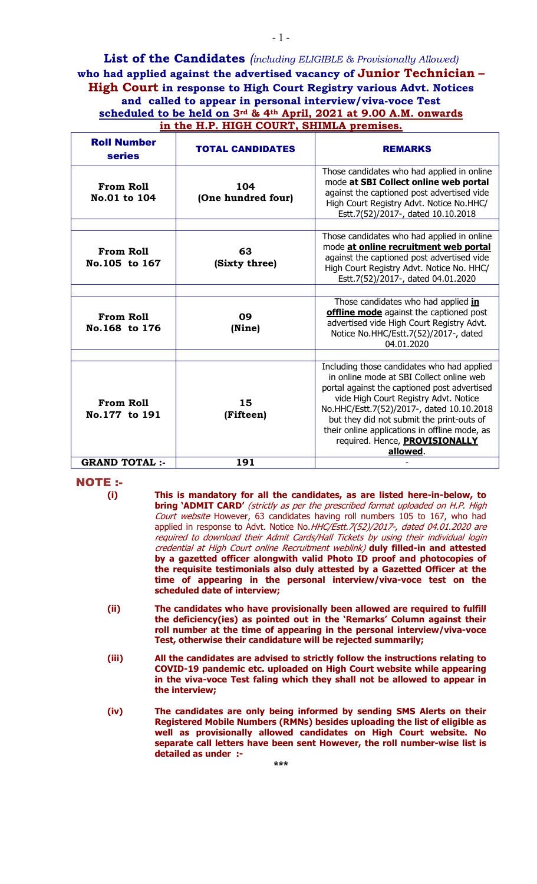# List of the Candidates *(including ELIGIBLE & Provisionally Allowed)* who had applied against the advertised vacancy of Junior Technician – High Court in response to High Court Registry various Advt. Notices and called to appear in personal interview/viva-voce Test scheduled to be held on 3rd & 4th April, 2021 at 9.00 A.M. onwards in the H.P. HIGH COURT, SHIMLA premises.

| Roll Number series | TOTAL CANDIDATES | REMARKS |
|---|---|---|
| **From Roll No.01 to 104** | **104 (One hundred four)** | Those candidates who had applied in online mode **at SBI Collect online web portal** against the captioned post advertised vide High Court Registry Advt. Notice No.HHC/ Estt.7(52)/2017-, dated 10.10.2018 |
| **From Roll No.105 to 167** | **63 (Sixty three)** | Those candidates who had applied in online mode **at online recruitment web portal** against the captioned post advertised vide High Court Registry Advt. Notice No. HHC/ Estt.7(52)/2017-, dated 04.01.2020 |
| **From Roll No.168 to 176** | **09 (Nine)** | Those candidates who had applied **in offline mode** against the captioned post advertised vide High Court Registry Advt. Notice No.HHC/Estt.7(52)/2017-, dated 04.01.2020 |
| **From Roll No.177 to 191** | **15 (Fifteen)** | Including those candidates who had applied in online mode at SBI Collect online web portal against the captioned post advertised vide High Court Registry Advt. Notice No.HHC/Estt.7(52)/2017-, dated 10.10.2018 but they did not submit the print-outs of their online applications in offline mode, as required. Hence, **PROVISIONALLY allowed**. |
| **GRAND TOTAL :-** | **191** | - |

## NOTE :-

**(i)** **This is mandatory for all the candidates, as are listed here-in-below, to bring 'ADMIT CARD'** *(strictly as per the prescribed format uploaded on H.P. High Court website* However, 63 candidates having roll numbers 105 to 167, who had applied in response to Advt. Notice No.*HHC/Estt.7(52)/2017-, dated 04.01.2020 are required to download their Admit Cards/Hall Tickets by using their individual login credential at High Court online Recruitment weblink)* **duly filled-in and attested by a gazetted officer alongwith valid Photo ID proof and photocopies of the requisite testimonials also duly attested by a Gazetted Officer at the time of appearing in the personal interview/viva-voce test on the scheduled date of interview;**

**(ii)** **The candidates who have provisionally been allowed are required to fulfill the deficiency(ies) as pointed out in the 'Remarks' Column against their roll number at the time of appearing in the personal interview/viva-voce Test, otherwise their candidature will be rejected summarily;**

**(iii)** **All the candidates are advised to strictly follow the instructions relating to COVID-19 pandemic etc. uploaded on High Court website while appearing in the viva-voce Test faling which they shall not be allowed to appear in the interview;**

**(iv)** **The candidates are only being informed by sending SMS Alerts on their Registered Mobile Numbers (RMNs) besides uploading the list of eligible as well as provisionally allowed candidates on High Court website. No separate call letters have been sent However, the roll number-wise list is detailed as under :-**

\*\*\*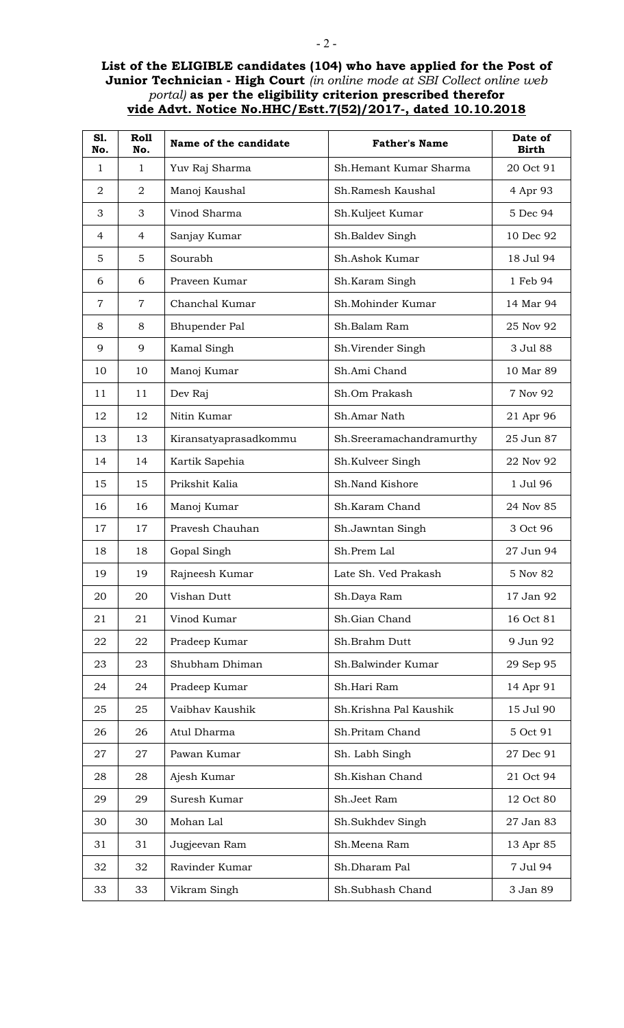**List of the ELIGIBLE candidates (104) who have applied for the Post of Junior Technician - High Court** *(in online mode at SBI Collect online web portal)* **as per the eligibility criterion prescribed therefor vide Advt. Notice No.HHC/Estt.7(52)/2017-, dated 10.10.2018**

| Sl. No. | Roll No. | Name of the candidate | Father's Name | Date of Birth |
|---|---|---|---|---|
| 1 | 1 | Yuv Raj Sharma | Sh.Hemant Kumar Sharma | 20 Oct 91 |
| 2 | 2 | Manoj Kaushal | Sh.Ramesh Kaushal | 4 Apr 93 |
| 3 | 3 | Vinod Sharma | Sh.Kuljeet Kumar | 5 Dec 94 |
| 4 | 4 | Sanjay Kumar | Sh.Baldev Singh | 10 Dec 92 |
| 5 | 5 | Sourabh | Sh.Ashok Kumar | 18 Jul 94 |
| 6 | 6 | Praveen Kumar | Sh.Karam Singh | 1 Feb 94 |
| 7 | 7 | Chanchal Kumar | Sh.Mohinder Kumar | 14 Mar 94 |
| 8 | 8 | Bhupender Pal | Sh.Balam Ram | 25 Nov 92 |
| 9 | 9 | Kamal Singh | Sh.Virender Singh | 3 Jul 88 |
| 10 | 10 | Manoj Kumar | Sh.Ami Chand | 10 Mar 89 |
| 11 | 11 | Dev Raj | Sh.Om Prakash | 7 Nov 92 |
| 12 | 12 | Nitin Kumar | Sh.Amar Nath | 21 Apr 96 |
| 13 | 13 | Kiransatyaprasadkommu | Sh.Sreeramachandramurthy | 25 Jun 87 |
| 14 | 14 | Kartik Sapehia | Sh.Kulveer Singh | 22 Nov 92 |
| 15 | 15 | Prikshit Kalia | Sh.Nand Kishore | 1 Jul 96 |
| 16 | 16 | Manoj Kumar | Sh.Karam Chand | 24 Nov 85 |
| 17 | 17 | Pravesh Chauhan | Sh.Jawntan Singh | 3 Oct 96 |
| 18 | 18 | Gopal Singh | Sh.Prem Lal | 27 Jun 94 |
| 19 | 19 | Rajneesh Kumar | Late Sh. Ved Prakash | 5 Nov 82 |
| 20 | 20 | Vishan Dutt | Sh.Daya Ram | 17 Jan 92 |
| 21 | 21 | Vinod Kumar | Sh.Gian Chand | 16 Oct 81 |
| 22 | 22 | Pradeep Kumar | Sh.Brahm Dutt | 9 Jun 92 |
| 23 | 23 | Shubham Dhiman | Sh.Balwinder Kumar | 29 Sep 95 |
| 24 | 24 | Pradeep Kumar | Sh.Hari Ram | 14 Apr 91 |
| 25 | 25 | Vaibhav Kaushik | Sh.Krishna Pal Kaushik | 15 Jul 90 |
| 26 | 26 | Atul Dharma | Sh.Pritam Chand | 5 Oct 91 |
| 27 | 27 | Pawan Kumar | Sh. Labh Singh | 27 Dec 91 |
| 28 | 28 | Ajesh Kumar | Sh.Kishan Chand | 21 Oct 94 |
| 29 | 29 | Suresh Kumar | Sh.Jeet Ram | 12 Oct 80 |
| 30 | 30 | Mohan Lal | Sh.Sukhdev Singh | 27 Jan 83 |
| 31 | 31 | Jugjeevan Ram | Sh.Meena Ram | 13 Apr 85 |
| 32 | 32 | Ravinder Kumar | Sh.Dharam Pal | 7 Jul 94 |
| 33 | 33 | Vikram Singh | Sh.Subhash Chand | 3 Jan 89 |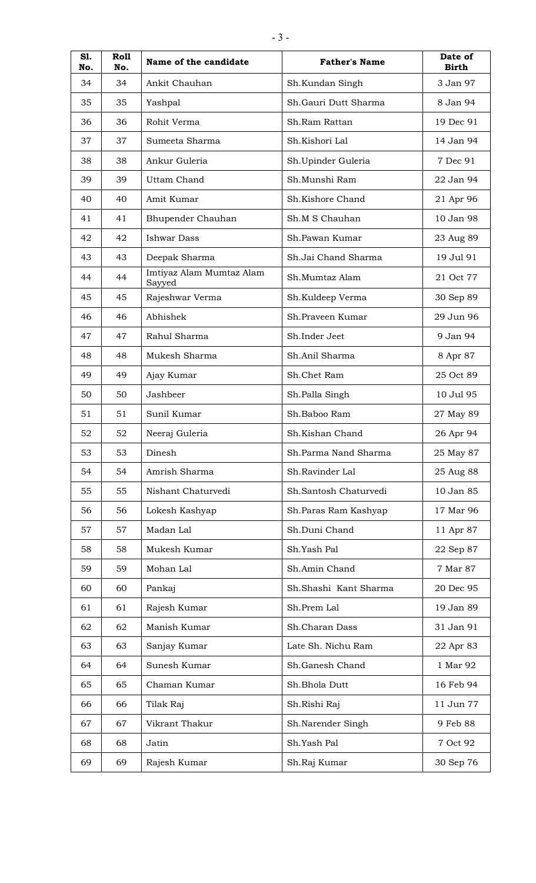| Sl. No. | Roll No. | Name of the candidate | Father's Name | Date of Birth |
|---|---|---|---|---|
| 34 | 34 | Ankit Chauhan | Sh.Kundan Singh | 3 Jan 97 |
| 35 | 35 | Yashpal | Sh.Gauri Dutt Sharma | 8 Jan 94 |
| 36 | 36 | Rohit Verma | Sh.Ram Rattan | 19 Dec 91 |
| 37 | 37 | Sumeeta Sharma | Sh.Kishori Lal | 14 Jan 94 |
| 38 | 38 | Ankur Guleria | Sh.Upinder Guleria | 7 Dec 91 |
| 39 | 39 | Uttam Chand | Sh.Munshi Ram | 22 Jan 94 |
| 40 | 40 | Amit Kumar | Sh.Kishore Chand | 21 Apr 96 |
| 41 | 41 | Bhupender Chauhan | Sh.M S Chauhan | 10 Jan 98 |
| 42 | 42 | Ishwar Dass | Sh.Pawan Kumar | 23 Aug 89 |
| 43 | 43 | Deepak Sharma | Sh.Jai Chand Sharma | 19 Jul 91 |
| 44 | 44 | Imtiyaz Alam Mumtaz Alam Sayyed | Sh.Mumtaz Alam | 21 Oct 77 |
| 45 | 45 | Rajeshwar Verma | Sh.Kuldeep Verma | 30 Sep 89 |
| 46 | 46 | Abhishek | Sh.Praveen Kumar | 29 Jun 96 |
| 47 | 47 | Rahul Sharma | Sh.Inder Jeet | 9 Jan 94 |
| 48 | 48 | Mukesh Sharma | Sh.Anil Sharma | 8 Apr 87 |
| 49 | 49 | Ajay Kumar | Sh.Chet Ram | 25 Oct 89 |
| 50 | 50 | Jashbeer | Sh.Palla Singh | 10 Jul 95 |
| 51 | 51 | Sunil Kumar | Sh.Baboo Ram | 27 May 89 |
| 52 | 52 | Neeraj Guleria | Sh.Kishan Chand | 26 Apr 94 |
| 53 | 53 | Dinesh | Sh.Parma Nand Sharma | 25 May 87 |
| 54 | 54 | Amrish Sharma | Sh.Ravinder Lal | 25 Aug 88 |
| 55 | 55 | Nishant Chaturvedi | Sh.Santosh Chaturvedi | 10 Jan 85 |
| 56 | 56 | Lokesh Kashyap | Sh.Paras Ram Kashyap | 17 Mar 96 |
| 57 | 57 | Madan Lal | Sh.Duni Chand | 11 Apr 87 |
| 58 | 58 | Mukesh Kumar | Sh.Yash Pal | 22 Sep 87 |
| 59 | 59 | Mohan Lal | Sh.Amin Chand | 7 Mar 87 |
| 60 | 60 | Pankaj | Sh.Shashi Kant Sharma | 20 Dec 95 |
| 61 | 61 | Rajesh Kumar | Sh.Prem Lal | 19 Jan 89 |
| 62 | 62 | Manish Kumar | Sh.Charan Dass | 31 Jan 91 |
| 63 | 63 | Sanjay Kumar | Late Sh. Nichu Ram | 22 Apr 83 |
| 64 | 64 | Sunesh Kumar | Sh.Ganesh Chand | 1 Mar 92 |
| 65 | 65 | Chaman Kumar | Sh.Bhola Dutt | 16 Feb 94 |
| 66 | 66 | Tilak Raj | Sh.Rishi Raj | 11 Jun 77 |
| 67 | 67 | Vikrant Thakur | Sh.Narender Singh | 9 Feb 88 |
| 68 | 68 | Jatin | Sh.Yash Pal | 7 Oct 92 |
| 69 | 69 | Rajesh Kumar | Sh.Raj Kumar | 30 Sep 76 |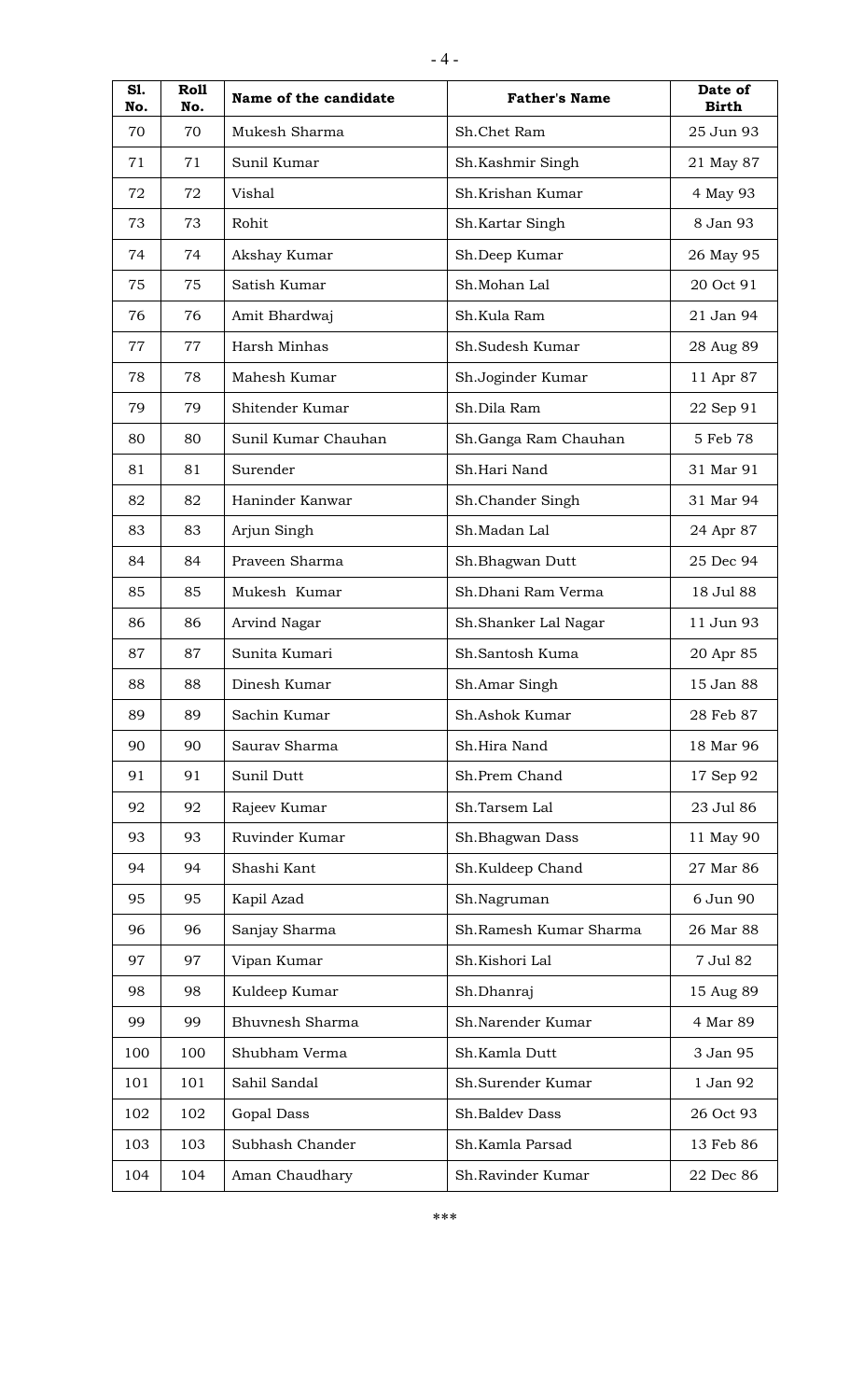| Sl. No. | Roll No. | Name of the candidate | Father's Name | Date of Birth |
|---|---|---|---|---|
| 70 | 70 | Mukesh Sharma | Sh.Chet Ram | 25 Jun 93 |
| 71 | 71 | Sunil Kumar | Sh.Kashmir Singh | 21 May 87 |
| 72 | 72 | Vishal | Sh.Krishan Kumar | 4 May 93 |
| 73 | 73 | Rohit | Sh.Kartar Singh | 8 Jan 93 |
| 74 | 74 | Akshay Kumar | Sh.Deep Kumar | 26 May 95 |
| 75 | 75 | Satish Kumar | Sh.Mohan Lal | 20 Oct 91 |
| 76 | 76 | Amit Bhardwaj | Sh.Kula Ram | 21 Jan 94 |
| 77 | 77 | Harsh Minhas | Sh.Sudesh Kumar | 28 Aug 89 |
| 78 | 78 | Mahesh Kumar | Sh.Joginder Kumar | 11 Apr 87 |
| 79 | 79 | Shitender Kumar | Sh.Dila Ram | 22 Sep 91 |
| 80 | 80 | Sunil Kumar Chauhan | Sh.Ganga Ram Chauhan | 5 Feb 78 |
| 81 | 81 | Surender | Sh.Hari Nand | 31 Mar 91 |
| 82 | 82 | Haninder Kanwar | Sh.Chander Singh | 31 Mar 94 |
| 83 | 83 | Arjun Singh | Sh.Madan Lal | 24 Apr 87 |
| 84 | 84 | Praveen Sharma | Sh.Bhagwan Dutt | 25 Dec 94 |
| 85 | 85 | Mukesh Kumar | Sh.Dhani Ram Verma | 18 Jul 88 |
| 86 | 86 | Arvind Nagar | Sh.Shanker Lal Nagar | 11 Jun 93 |
| 87 | 87 | Sunita Kumari | Sh.Santosh Kuma | 20 Apr 85 |
| 88 | 88 | Dinesh Kumar | Sh.Amar Singh | 15 Jan 88 |
| 89 | 89 | Sachin Kumar | Sh.Ashok Kumar | 28 Feb 87 |
| 90 | 90 | Saurav Sharma | Sh.Hira Nand | 18 Mar 96 |
| 91 | 91 | Sunil Dutt | Sh.Prem Chand | 17 Sep 92 |
| 92 | 92 | Rajeev Kumar | Sh.Tarsem Lal | 23 Jul 86 |
| 93 | 93 | Ruvinder Kumar | Sh.Bhagwan Dass | 11 May 90 |
| 94 | 94 | Shashi Kant | Sh.Kuldeep Chand | 27 Mar 86 |
| 95 | 95 | Kapil Azad | Sh.Nagruman | 6 Jun 90 |
| 96 | 96 | Sanjay Sharma | Sh.Ramesh Kumar Sharma | 26 Mar 88 |
| 97 | 97 | Vipan Kumar | Sh.Kishori Lal | 7 Jul 82 |
| 98 | 98 | Kuldeep Kumar | Sh.Dhanraj | 15 Aug 89 |
| 99 | 99 | Bhuvnesh Sharma | Sh.Narender Kumar | 4 Mar 89 |
| 100 | 100 | Shubham Verma | Sh.Kamla Dutt | 3 Jan 95 |
| 101 | 101 | Sahil Sandal | Sh.Surender Kumar | 1 Jan 92 |
| 102 | 102 | Gopal Dass | Sh.Baldev Dass | 26 Oct 93 |
| 103 | 103 | Subhash Chander | Sh.Kamla Parsad | 13 Feb 86 |
| 104 | 104 | Aman Chaudhary | Sh.Ravinder Kumar | 22 Dec 86 |

***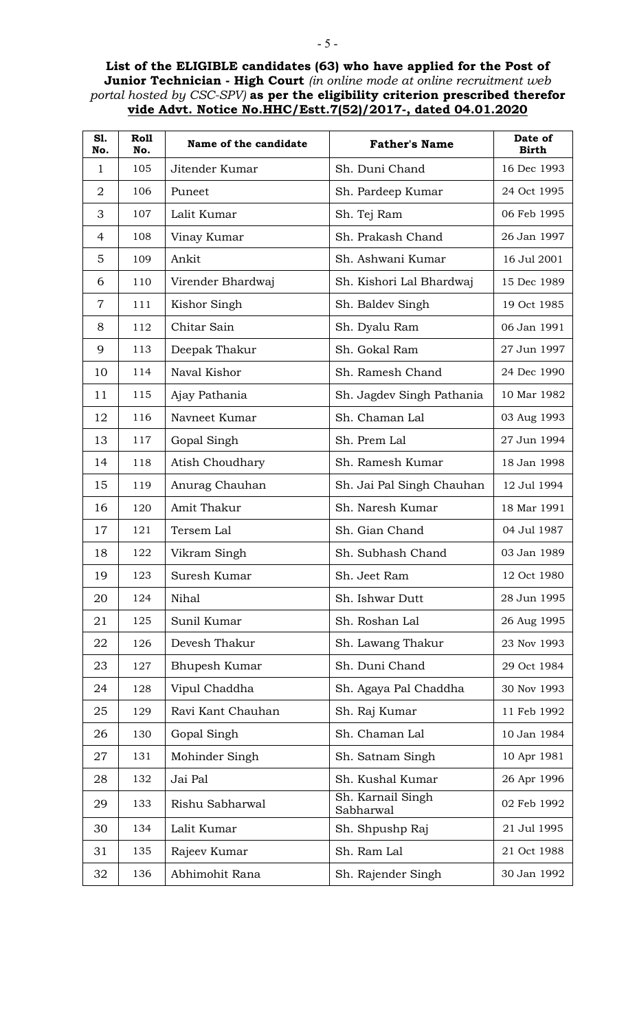**List of the ELIGIBLE candidates (63) who have applied for the Post of Junior Technician - High Court** *(in online mode at online recruitment web portal hosted by CSC-SPV)* **as per the eligibility criterion prescribed therefor vide Advt. Notice No.HHC/Estt.7(52)/2017-, dated 04.01.2020**

| Sl. No. | Roll No. | Name of the candidate | Father's Name | Date of Birth |
|---|---|---|---|---|
| 1 | 105 | Jitender Kumar | Sh. Duni Chand | 16 Dec 1993 |
| 2 | 106 | Puneet | Sh. Pardeep Kumar | 24 Oct 1995 |
| 3 | 107 | Lalit Kumar | Sh. Tej Ram | 06 Feb 1995 |
| 4 | 108 | Vinay Kumar | Sh. Prakash Chand | 26 Jan 1997 |
| 5 | 109 | Ankit | Sh. Ashwani Kumar | 16 Jul 2001 |
| 6 | 110 | Virender Bhardwaj | Sh. Kishori Lal Bhardwaj | 15 Dec 1989 |
| 7 | 111 | Kishor Singh | Sh. Baldev Singh | 19 Oct 1985 |
| 8 | 112 | Chitar Sain | Sh. Dyalu Ram | 06 Jan 1991 |
| 9 | 113 | Deepak Thakur | Sh. Gokal Ram | 27 Jun 1997 |
| 10 | 114 | Naval Kishor | Sh. Ramesh Chand | 24 Dec 1990 |
| 11 | 115 | Ajay Pathania | Sh. Jagdev Singh Pathania | 10 Mar 1982 |
| 12 | 116 | Navneet Kumar | Sh. Chaman Lal | 03 Aug 1993 |
| 13 | 117 | Gopal Singh | Sh. Prem Lal | 27 Jun 1994 |
| 14 | 118 | Atish Choudhary | Sh. Ramesh Kumar | 18 Jan 1998 |
| 15 | 119 | Anurag Chauhan | Sh. Jai Pal Singh Chauhan | 12 Jul 1994 |
| 16 | 120 | Amit Thakur | Sh. Naresh Kumar | 18 Mar 1991 |
| 17 | 121 | Tersem Lal | Sh. Gian Chand | 04 Jul 1987 |
| 18 | 122 | Vikram Singh | Sh. Subhash Chand | 03 Jan 1989 |
| 19 | 123 | Suresh Kumar | Sh. Jeet Ram | 12 Oct 1980 |
| 20 | 124 | Nihal | Sh. Ishwar Dutt | 28 Jun 1995 |
| 21 | 125 | Sunil Kumar | Sh. Roshan Lal | 26 Aug 1995 |
| 22 | 126 | Devesh Thakur | Sh. Lawang Thakur | 23 Nov 1993 |
| 23 | 127 | Bhupesh Kumar | Sh. Duni Chand | 29 Oct 1984 |
| 24 | 128 | Vipul Chaddha | Sh. Agaya Pal Chaddha | 30 Nov 1993 |
| 25 | 129 | Ravi Kant Chauhan | Sh. Raj Kumar | 11 Feb 1992 |
| 26 | 130 | Gopal Singh | Sh. Chaman Lal | 10 Jan 1984 |
| 27 | 131 | Mohinder Singh | Sh. Satnam Singh | 10 Apr 1981 |
| 28 | 132 | Jai Pal | Sh. Kushal Kumar | 26 Apr 1996 |
| 29 | 133 | Rishu Sabharwal | Sh. Karnail Singh Sabharwal | 02 Feb 1992 |
| 30 | 134 | Lalit Kumar | Sh. Shpushp Raj | 21 Jul 1995 |
| 31 | 135 | Rajeev Kumar | Sh. Ram Lal | 21 Oct 1988 |
| 32 | 136 | Abhimohit Rana | Sh. Rajender Singh | 30 Jan 1992 |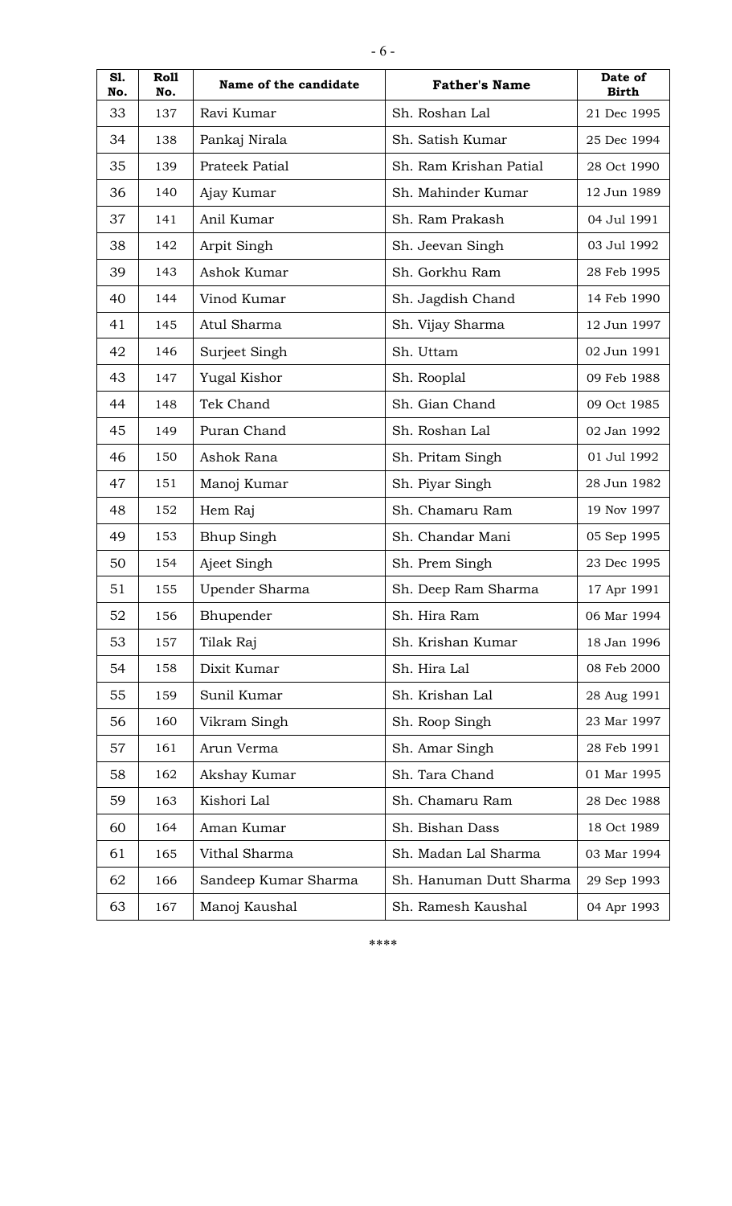| Sl. No. | Roll No. | Name of the candidate | Father's Name | Date of Birth |
|---|---|---|---|---|
| 33 | 137 | Ravi Kumar | Sh. Roshan Lal | 21 Dec 1995 |
| 34 | 138 | Pankaj Nirala | Sh. Satish Kumar | 25 Dec 1994 |
| 35 | 139 | Prateek Patial | Sh. Ram Krishan Patial | 28 Oct 1990 |
| 36 | 140 | Ajay Kumar | Sh. Mahinder Kumar | 12 Jun 1989 |
| 37 | 141 | Anil Kumar | Sh. Ram Prakash | 04 Jul 1991 |
| 38 | 142 | Arpit Singh | Sh. Jeevan Singh | 03 Jul 1992 |
| 39 | 143 | Ashok Kumar | Sh. Gorkhu Ram | 28 Feb 1995 |
| 40 | 144 | Vinod Kumar | Sh. Jagdish Chand | 14 Feb 1990 |
| 41 | 145 | Atul Sharma | Sh. Vijay Sharma | 12 Jun 1997 |
| 42 | 146 | Surjeet Singh | Sh. Uttam | 02 Jun 1991 |
| 43 | 147 | Yugal Kishor | Sh. Rooplal | 09 Feb 1988 |
| 44 | 148 | Tek Chand | Sh. Gian Chand | 09 Oct 1985 |
| 45 | 149 | Puran Chand | Sh. Roshan Lal | 02 Jan 1992 |
| 46 | 150 | Ashok Rana | Sh. Pritam Singh | 01 Jul 1992 |
| 47 | 151 | Manoj Kumar | Sh. Piyar Singh | 28 Jun 1982 |
| 48 | 152 | Hem Raj | Sh. Chamaru Ram | 19 Nov 1997 |
| 49 | 153 | Bhup Singh | Sh. Chandar Mani | 05 Sep 1995 |
| 50 | 154 | Ajeet Singh | Sh. Prem Singh | 23 Dec 1995 |
| 51 | 155 | Upender Sharma | Sh. Deep Ram Sharma | 17 Apr 1991 |
| 52 | 156 | Bhupender | Sh. Hira Ram | 06 Mar 1994 |
| 53 | 157 | Tilak Raj | Sh. Krishan Kumar | 18 Jan 1996 |
| 54 | 158 | Dixit Kumar | Sh. Hira Lal | 08 Feb 2000 |
| 55 | 159 | Sunil Kumar | Sh. Krishan Lal | 28 Aug 1991 |
| 56 | 160 | Vikram Singh | Sh. Roop Singh | 23 Mar 1997 |
| 57 | 161 | Arun Verma | Sh. Amar Singh | 28 Feb 1991 |
| 58 | 162 | Akshay Kumar | Sh. Tara Chand | 01 Mar 1995 |
| 59 | 163 | Kishori Lal | Sh. Chamaru Ram | 28 Dec 1988 |
| 60 | 164 | Aman Kumar | Sh. Bishan Dass | 18 Oct 1989 |
| 61 | 165 | Vithal Sharma | Sh. Madan Lal Sharma | 03 Mar 1994 |
| 62 | 166 | Sandeep Kumar Sharma | Sh. Hanuman Dutt Sharma | 29 Sep 1993 |
| 63 | 167 | Manoj Kaushal | Sh. Ramesh Kaushal | 04 Apr 1993 |

****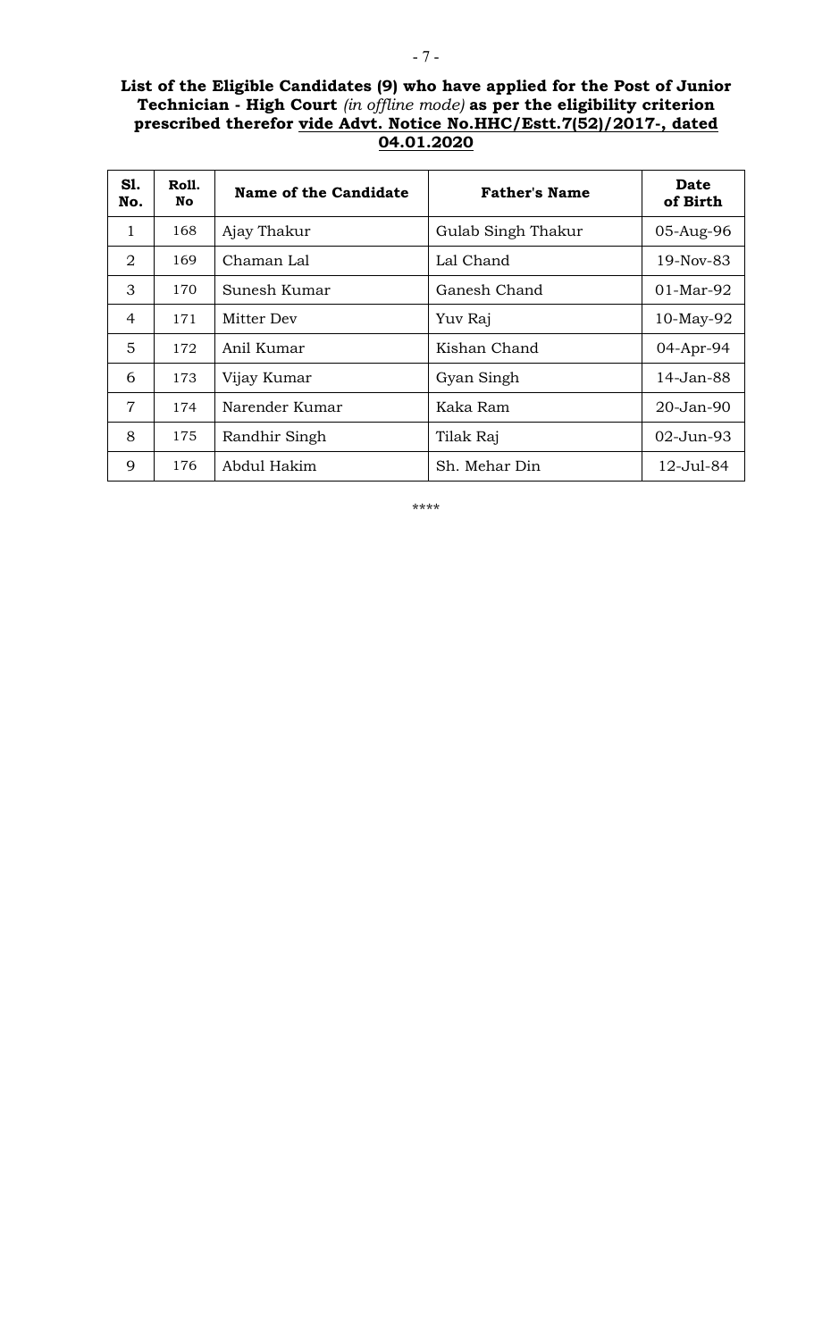**List of the Eligible Candidates (9) who have applied for the Post of Junior Technician - High Court** *(in offline mode)* **as per the eligibility criterion prescribed therefor** **vide Advt. Notice No.HHC/Estt.7(52)/2017-, dated 04.01.2020**

| Sl. No. | Roll. No | Name of the Candidate | Father's Name | Date of Birth |
|---|---|---|---|---|
| 1 | 168 | Ajay Thakur | Gulab Singh Thakur | 05-Aug-96 |
| 2 | 169 | Chaman Lal | Lal Chand | 19-Nov-83 |
| 3 | 170 | Sunesh Kumar | Ganesh Chand | 01-Mar-92 |
| 4 | 171 | Mitter Dev | Yuv Raj | 10-May-92 |
| 5 | 172 | Anil Kumar | Kishan Chand | 04-Apr-94 |
| 6 | 173 | Vijay Kumar | Gyan Singh | 14-Jan-88 |
| 7 | 174 | Narender Kumar | Kaka Ram | 20-Jan-90 |
| 8 | 175 | Randhir Singh | Tilak Raj | 02-Jun-93 |
| 9 | 176 | Abdul Hakim | Sh. Mehar Din | 12-Jul-84 |

****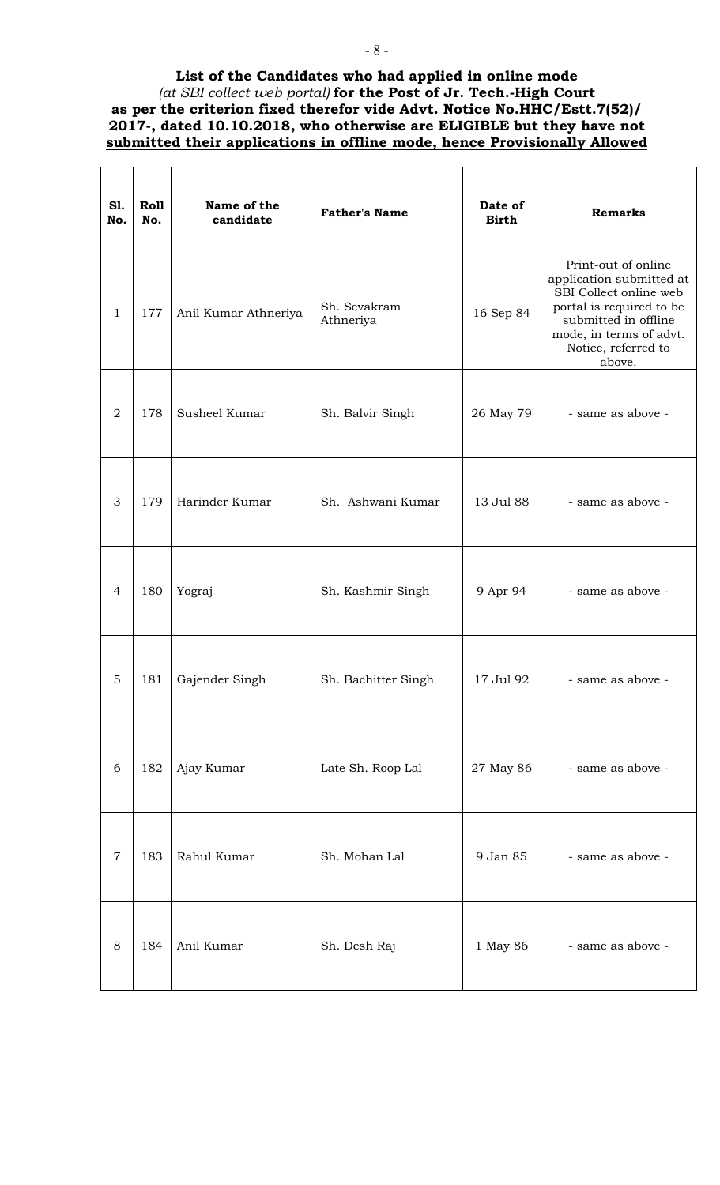**List of the Candidates who had applied in online mode** *(at SBI collect web portal)* **for the Post of Jr. Tech.-High Court as per the criterion fixed therefor vide Advt. Notice No.HHC/Estt.7(52)/ 2017-, dated 10.10.2018, who otherwise are ELIGIBLE but they have not submitted their applications in offline mode, hence Provisionally Allowed**

| Sl. No. | Roll No. | Name of the candidate | Father's Name | Date of Birth | Remarks |
|---|---|---|---|---|---|
| 1 | 177 | Anil Kumar Athneriya | Sh. Sevakram Athneriya | 16 Sep 84 | Print-out of online application submitted at SBI Collect online web portal is required to be submitted in offline mode, in terms of advt. Notice, referred to above. |
| 2 | 178 | Susheel Kumar | Sh. Balvir Singh | 26 May 79 | - same as above - |
| 3 | 179 | Harinder Kumar | Sh. Ashwani Kumar | 13 Jul 88 | - same as above - |
| 4 | 180 | Yograj | Sh. Kashmir Singh | 9 Apr 94 | - same as above - |
| 5 | 181 | Gajender Singh | Sh. Bachitter Singh | 17 Jul 92 | - same as above - |
| 6 | 182 | Ajay Kumar | Late Sh. Roop Lal | 27 May 86 | - same as above - |
| 7 | 183 | Rahul Kumar | Sh. Mohan Lal | 9 Jan 85 | - same as above - |
| 8 | 184 | Anil Kumar | Sh. Desh Raj | 1 May 86 | - same as above - |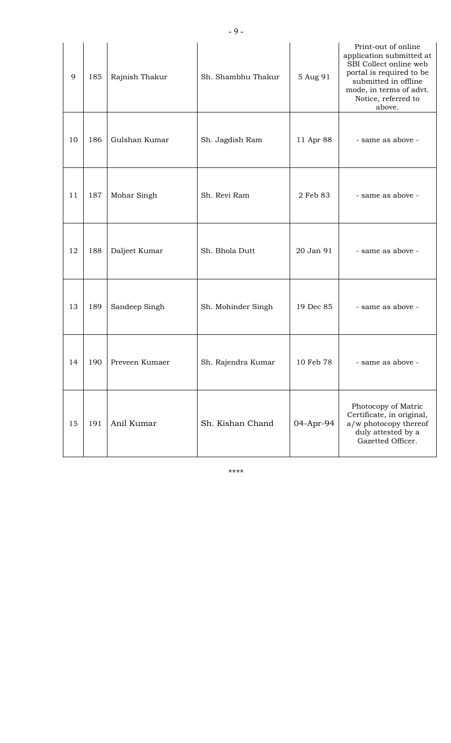| | | | | | |
|---|---|---|---|---|---|
| 9 | 185 | Rajnish Thakur | Sh. Shambhu Thakur | 5 Aug 91 | Print-out of online application submitted at SBI Collect online web portal is required to be submitted in offline mode, in terms of advt. Notice, referred to above. |
| 10 | 186 | Gulshan Kumar | Sh. Jagdish Ram | 11 Apr 88 | - same as above - |
| 11 | 187 | Mohar Singh | Sh. Revi Ram | 2 Feb 83 | - same as above - |
| 12 | 188 | Daljeet Kumar | Sh. Bhola Dutt | 20 Jan 91 | - same as above - |
| 13 | 189 | Sandeep Singh | Sh. Mohinder Singh | 19 Dec 85 | - same as above - |
| 14 | 190 | Preveen Kumaer | Sh. Rajendra Kumar | 10 Feb 78 | - same as above - |
| 15 | 191 | Anil Kumar | Sh. Kishan Chand | 04-Apr-94 | Photocopy of Matric Certificate, in original, a/w photocopy thereof duly attested by a Gazetted Officer. |

****